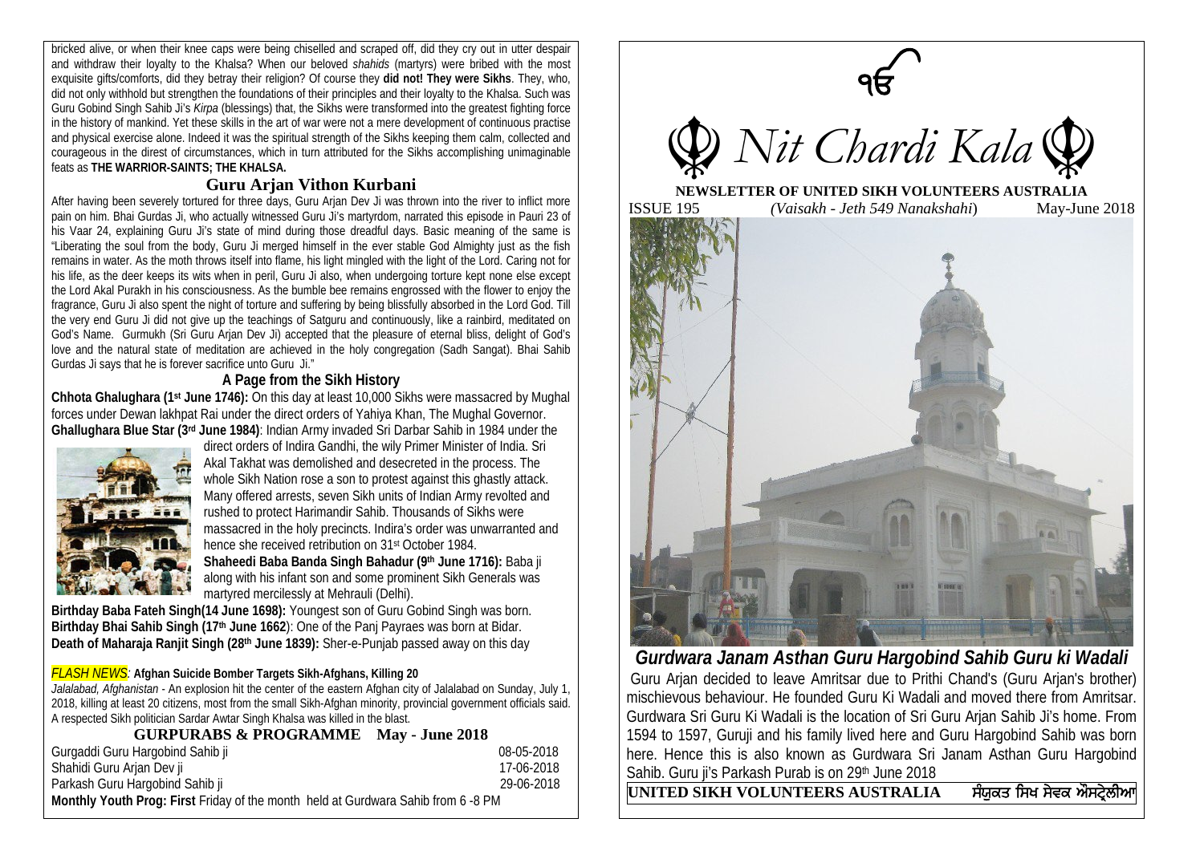bricked alive, or when their knee caps were being chiselled and scraped off, did they cry out in utter despair and withdraw their loyalty to the Khalsa? When our beloved *shahids* (martyrs) were bribed with the most exquisite gifts/comforts, did they betray their religion? Of course they **did not! They were Sikhs**. They, who, did not only withhold but strengthen the foundations of their principles and their loyalty to the Khalsa. Such was Guru Gobind Singh Sahib Ji's *Kirpa* (blessings) that, the Sikhs were transformed into the greatest fighting force in the history of mankind. Yet these skills in the art of war were not a mere development of continuous practise and physical exercise alone. Indeed it was the spiritual strength of the Sikhs keeping them calm, collected and courageous in the direst of circumstances, which in turn attributed for the Sikhs accomplishing unimaginable feats as **THE WARRIOR-SAINTS; THE KHALSA.**

## Guru Arjan Vithon Kurbani

After having been severely tortured for three days, Guru Arjan Dev Ji was thrown into the river to inflict more pain on him. Bhai Gurdas Ji, who actually witnessed Guru Ji's martyrdom, narrated this episode in Pauri 23 of his Vaar 24, explaining Guru Ji's state of mind during those dreadful days. Basic meaning of the same is "Liberating the soul from the body, Guru Ji merged himself in the ever stable God Almighty just as the fish remains in water. As the moth throws itself into flame, his light mingled with the light of the Lord. Caring not for his life, as the deer keeps its wits when in peril, Guru Ji also, when undergoing torture kept none else except the Lord Akal Purakh in his consciousness. As the bumble bee remains engrossed with the flower to enjoy the fragrance, Guru Ji also spent the night of torture and suffering by being blissfully absorbed in the Lord God. Till the very end Guru Ji did not give up the teachings of Satguru and continuously, like a rainbird, meditated on God's Name. Gurmukh (Sri Guru Arjan Dev Ji) accepted that the pleasure of eternal bliss, delight of God's love and the natural state of meditation are achieved in the holy congregation (Sadh Sangat). Bhai Sahib Gurdas Ji says that he is forever sacrifice unto Guru Ji."

### A Page from the Sikh History

**Chhota Ghalughara (1st June 1746):** On this day at least 10,000 Sikhs were massacred by Mughal forces under Dewan lakhpat Rai under the direct orders of Yahiya Khan, The Mughal Governor.

**Ghallughara Blue Star (3rd June 1984)**: Indian Army invaded Sri Darbar Sahib in 1984 under the direct orders of Indira Gandhi, the wily Primer Minister of India. Sri Akal Takhat was demolished and desecreted in the process. The whole Sikh Nation rose a son to protest against this ghastly attack. Many offered arrests, seven Sikh units of Indian Army revolted and rushed to protect Harimandir Sahib. Thousands of Sikhs were massacred in the holy precincts. Indira's order was unwarranted and hence she received retribution on 31st October 1984.

**Shaheedi Baba Banda Singh Bahadur (9th June 1716):** Baba ji along with his infant son and some prominent Sikh Generals was martyred mercilessly at Mehrauli (Delhi).

**Birthday Baba Fateh Singh(14 June 1698):** Youngest son of Guru Gobind Singh was born.

**Birthday Bhai Sahib Singh (17th June 1662**): One of the Panj Payraes was born at Bidar.

**Death of Maharaja Ranjit Singh (28th June 1839):** Sher-e-Punjab passed away on this day

*FLASH NEWS*: **Afghan Suicide Bomber Targets Sikh-Afghans, Killing 20**

*Jalalabad, Afghanistan* - An explosion hit the center of the eastern Afghan city of Jalalabad on Sunday, July 1, 2018, killing at least 20 citizens, most from the small Sikh-Afghan minority, provincial government officials said. A respected Sikh politician Sardar Awtar Singh Khalsa was killed in the blast.

### GURPURABS & PROGRAMME May - June 2018

| | |
|---|---|
| Gurgaddi Guru Hargobind Sahib ji | 08-05-2018 |
| Shahidi Guru Arjan Dev ji | 17-06-2018 |
| Parkash Guru Hargobind Sahib ji | 29-06-2018 |

**Monthly Youth Prog: First** Friday of the month held at Gurdwara Sahib from 6 -8 PM

ੴ

# Nit Chardi Kala

**NEWSLETTER OF UNITED SIKH VOLUNTEERS AUSTRALIA**

ISSUE 195 *(Vaisakh - Jeth 549 Nanakshahi)* May-June 2018

## *Gurdwara Janam Asthan Guru Hargobind Sahib Guru ki Wadali*

Guru Arjan decided to leave Amritsar due to Prithi Chand's (Guru Arjan's brother) mischievous behaviour. He founded Guru Ki Wadali and moved there from Amritsar. Gurdwara Sri Guru Ki Wadali is the location of Sri Guru Arjan Sahib Ji's home. From 1594 to 1597, Guruji and his family lived here and Guru Hargobind Sahib was born here. Hence this is also known as Gurdwara Sri Janam Asthan Guru Hargobind Sahib. Guru ji's Parkash Purab is on 29th June 2018

**UNITED SIKH VOLUNTEERS AUSTRALIA** ਸੰਯੁਕਤ ਸਿਖ ਸੇਵਕ ਔਸਟ੍ਰੇਲੀਆ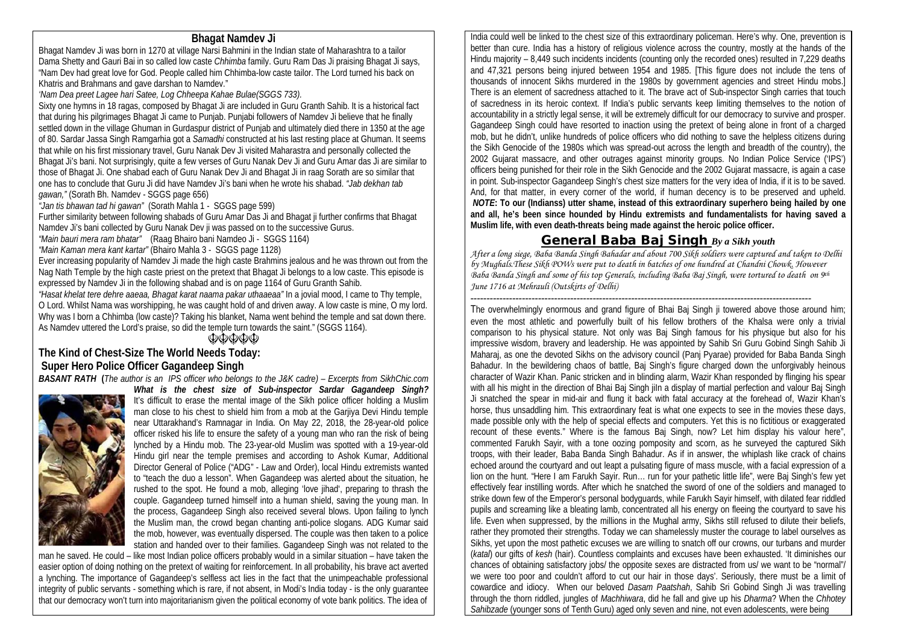## Bhagat Namdev Ji

Bhagat Namdev Ji was born in 1270 at village Narsi Bahmini in the Indian state of Maharashtra to a tailor Dama Shetty and Gauri Bai in so called low caste *Chhimba* family. Guru Ram Das Ji praising Bhagat Ji says, "Nam Dev had great love for God. People called him Chhimba-low caste tailor. The Lord turned his back on Khatris and Brahmans and gave darshan to Namdev."

*'Nam Dea preet Lagee hari Satee, Log Chheepa Kahae Bulae(SGGS 733).*

Sixty one hymns in 18 ragas, composed by Bhagat Ji are included in Guru Granth Sahib. It is a historical fact that during his pilgrimages Bhagat Ji came to Punjab. Punjabi followers of Namdev Ji believe that he finally settled down in the village Ghuman in Gurdaspur district of Punjab and ultimately died there in 1350 at the age of 80. Sardar Jassa Singh Ramgarhia got a *Samadhi* constructed at his last resting place at Ghuman. It seems that while on his first missionary travel, Guru Nanak Dev Ji visited Maharastra and personally collected the Bhagat Ji's bani. Not surprisingly, quite a few verses of Guru Nanak Dev Ji and Guru Amar das Ji are similar to those of Bhagat Ji. One shabad each of Guru Nanak Dev Ji and Bhagat Ji in raag Sorath are so similar that one has to conclude that Guru Ji did have Namdev Ji's bani when he wrote his shabad. *"Jab dekhan tab gawan,"* (Sorath Bh. Namdev - SGGS page 656)

*"Jan tis bhawan tad hi gawan"* (Sorath Mahla 1 - SGGS page 599)

Further similarity between following shabads of Guru Amar Das Ji and Bhagat ji further confirms that Bhagat Namdev Ji's bani collected by Guru Nanak Dev ji was passed on to the successive Gurus.

*"Main bauri mera ram bhatar"* (Raag Bhairo bani Namdeo Ji - SGGS 1164)

*"Main Kaman mera kant kartar"* (Bhairo Mahla 3 - SGGS page 1128)

Ever increasing popularity of Namdev Ji made the high caste Brahmins jealous and he was thrown out from the Nag Nath Temple by the high caste priest on the pretext that Bhagat Ji belongs to a low caste. This episode is expressed by Namdev Ji in the following shabad and is on page 1164 of Guru Granth Sahib.

*"Hasat khelat tere dehre aaeaa, Bhagat karat naama pakar uthaeaa"* In a jovial mood, I came to Thy temple, O Lord. Whilst Nama was worshipping, he was caught hold of and driven away. A low caste is mine, O my lord. Why was I born a Chhimba (low caste)? Taking his blanket, Nama went behind the temple and sat down there. As Namdev uttered the Lord's praise, so did the temple turn towards the saint." (SGGS 1164).

☬☬☬☬☬

## The Kind of Chest-Size The World Needs Today: Super Hero Police Officer Gagandeep Singh

***BASANT RATH*** **(*The author is an IPS officer who belongs to the J&K cadre) – Excerpts from SikhChic.com***

***What is the chest size of Sub-inspector Sardar Gagandeep Singh?*** It's difficult to erase the mental image of the Sikh police officer holding a Muslim man close to his chest to shield him from a mob at the Garjiya Devi Hindu temple near Uttarakhand's Ramnagar in India. On May 22, 2018, the 28-year-old police officer risked his life to ensure the safety of a young man who ran the risk of being lynched by a Hindu mob. The 23-year-old Muslim was spotted with a 19-year-old Hindu girl near the temple premises and according to Ashok Kumar, Additional Director General of Police ("ADG" - Law and Order), local Hindu extremists wanted to "teach the duo a lesson". When Gagandeep was alerted about the situation, he rushed to the spot. He found a mob, alleging 'love jihad', preparing to thrash the couple. Gagandeep turned himself into a human shield, saving the young man. In the process, Gagandeep Singh also received several blows. Upon failing to lynch the Muslim man, the crowd began chanting anti-police slogans. ADG Kumar said the mob, however, was eventually dispersed. The couple was then taken to a police station and handed over to their families. Gagandeep Singh was not related to the man he saved. He could – like most Indian police officers probably would in a similar situation – have taken the easier option of doing nothing on the pretext of waiting for reinforcement. In all probability, his brave act averted a lynching. The importance of Gagandeep's selfless act lies in the fact that the unimpeachable professional integrity of public servants - something which is rare, if not absent, in Modi's India today - is the only guarantee that our democracy won't turn into majoritarianism given the political economy of vote bank politics. The idea of India could well be linked to the chest size of this extraordinary policeman. Here's why. One, prevention is better than cure. India has a history of religious violence across the country, mostly at the hands of the Hindu majority – 8,449 such incidents incidents (counting only the recorded ones) resulted in 7,229 deaths and 47,321 persons being injured between 1954 and 1985. [This figure does not include the tens of thousands of innocent Sikhs murdered in the 1980s by government agencies and street Hindu mobs.] There is an element of sacredness attached to it. The brave act of Sub-inspector Singh carries that touch of sacredness in its heroic context. If India's public servants keep limiting themselves to the notion of accountability in a strictly legal sense, it will be extremely difficult for our democracy to survive and prosper. Gagandeep Singh could have resorted to inaction using the pretext of being alone in front of a charged mob, but he didn't, unlike hundreds of police officers who did nothing to save the helpless citizens during the Sikh Genocide of the 1980s which was spread-out across the length and breadth of the country), the 2002 Gujarat massacre, and other outrages against minority groups. No Indian Police Service ('IPS') officers being punished for their role in the Sikh Genocide and the 2002 Gujarat massacre, is again a case in point. Sub-inspector Gagandeep Singh's chest size matters for the very idea of India, if it is to be saved. And, for that matter, in every corner of the world, if human decency is to be preserved and upheld.

***NOTE*: To our (Indianss) utter shame, instead of this extraordinary superhero being hailed by one and all, he's been since hounded by Hindu extremists and fundamentalists for having saved a Muslim life, with even death-threats being made against the heroic police officer.**

## General Baba Baj Singh *By a Sikh youth*

*After a long siege, Baba Banda Singh Bahadar and about 700 Sikh soldiers were captured and taken to Delhi by Mughals.These Sikh POWs were put to death in batches of one hundred at Chandni Chowk. However Baba Banda Singh and some of his top Generals, including Baba Baj Singh, were tortured to death on 9th June 1716 at Mehrauli (Outskirts of Delhi)*

---

The overwhelmingly enormous and grand figure of Bhai Baj Singh ji towered above those around him; even the most athletic and powerfully built of his fellow brothers of the Khalsa were only a trivial comparison to his physical stature. Not only was Baj Singh famous for his physique but also for his impressive wisdom, bravery and leadership. He was appointed by Sahib Sri Guru Gobind Singh Sahib Ji Maharaj, as one the devoted Sikhs on the advisory council (Panj Pyarae) provided for Baba Banda Singh Bahadur. In the bewildering chaos of battle, Baj Singh's figure charged down the unforgivably heinous character of Wazir Khan. Panic stricken and in blinding alarm, Wazir Khan responded by flinging his spear with all his might in the direction of Bhai Baj Singh jiIn a display of martial perfection and valour Baj Singh Ji snatched the spear in mid-air and flung it back with fatal accuracy at the forehead of, Wazir Khan's horse, thus unsaddling him. This extraordinary feat is what one expects to see in the movies these days, made possible only with the help of special effects and computers. Yet this is no fictitious or exaggerated recount of these events." Where is the famous Baj Singh, now? Let him display his valour here", commented Farukh Sayir, with a tone oozing pomposity and scorn, as he surveyed the captured Sikh troops, with their leader, Baba Banda Singh Bahadur. As if in answer, the whiplash like crack of chains echoed around the courtyard and out leapt a pulsating figure of mass muscle, with a facial expression of a lion on the hunt. "Here I am Farukh Sayir. Run… run for your pathetic little life", were Baj Singh's few yet effectively fear instilling words. After which he snatched the sword of one of the soldiers and managed to strike down few of the Emperor's personal bodyguards, while Farukh Sayir himself, with dilated fear riddled pupils and screaming like a bleating lamb, concentrated all his energy on fleeing the courtyard to save his life. Even when suppressed, by the millions in the Mughal army, Sikhs still refused to dilute their beliefs, rather they promoted their strengths. Today we can shamelessly muster the courage to label ourselves as Sikhs, yet upon the most pathetic excuses we are willing to snatch off our crowns, our turbans and murder (*katal*) our gifts of *kesh* (hair). Countless complaints and excuses have been exhausted. 'It diminishes our chances of obtaining satisfactory jobs/ the opposite sexes are distracted from us/ we want to be "normal"/ we were too poor and couldn't afford to cut our hair in those days'. Seriously, there must be a limit of cowardice and idiocy. When our beloved *Dasam Paatshah*, Sahib Sri Gobind Singh Ji was travelling through the thorn riddled, jungles of *Machhiwara*, did he fall and give up his *Dharma*? When the *Chhotey Sahibzade* (younger sons of Tenth Guru) aged only seven and nine, not even adolescents, were being